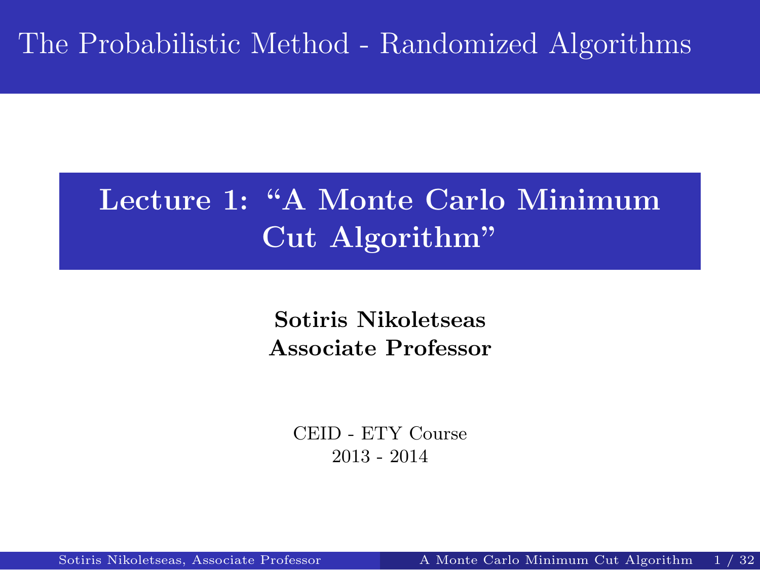# The Probabilistic Method - Randomized Algorithms

## Lecture 1: "A Monte Carlo Minimum Cut Algorithm"

**Sotiris Nikoletseas**
**Associate Professor**

CEID - ETY Course
2013 - 2014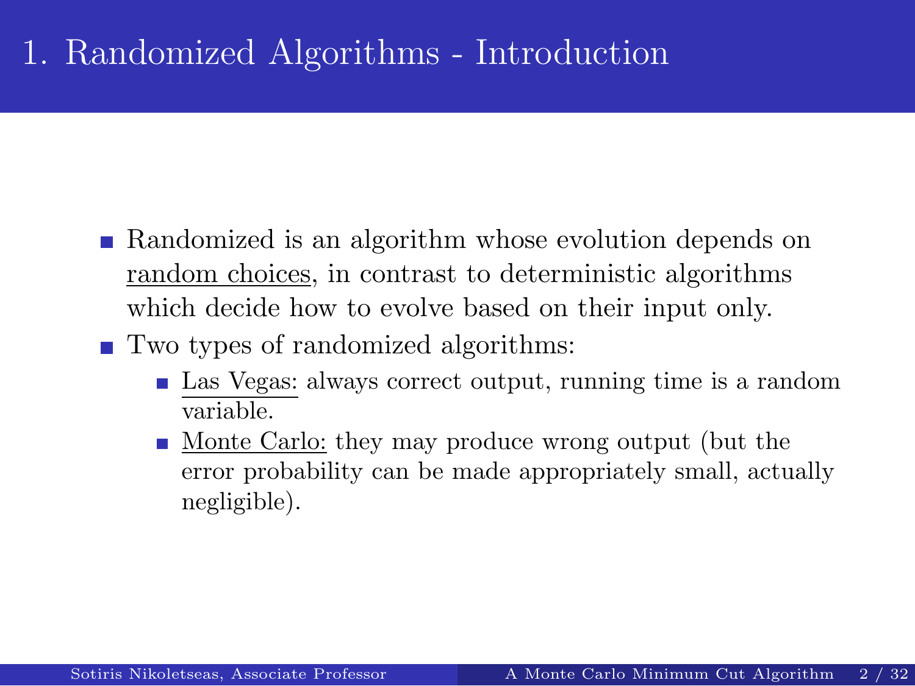# 1. Randomized Algorithms - Introduction

- Randomized is an algorithm whose evolution depends on random choices, in contrast to deterministic algorithms which decide how to evolve based on their input only.
- Two types of randomized algorithms:
  - Las Vegas: always correct output, running time is a random variable.
  - Monte Carlo: they may produce wrong output (but the error probability can be made appropriately small, actually negligible).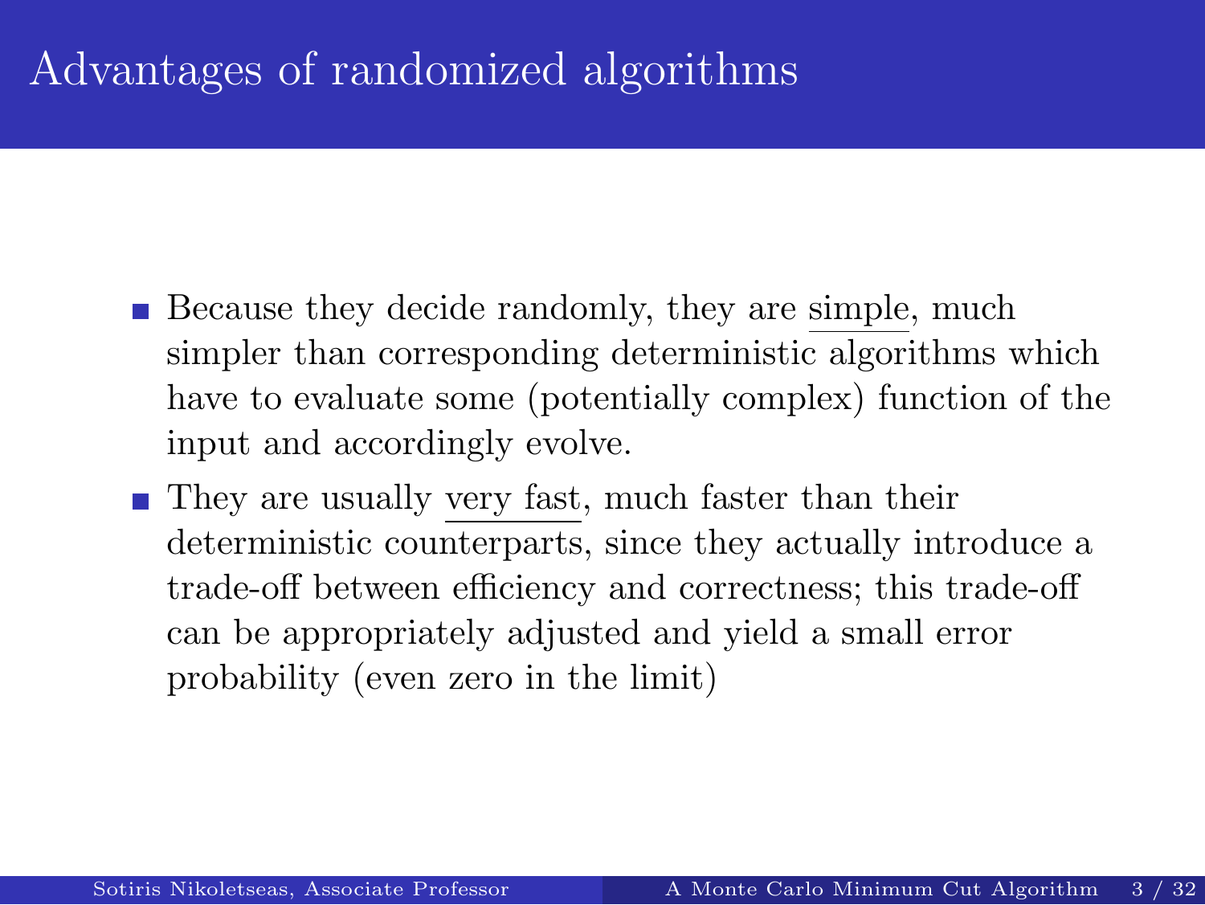# Advantages of randomized algorithms

- Because they decide randomly, they are <u>simple</u>, much simpler than corresponding deterministic algorithms which have to evaluate some (potentially complex) function of the input and accordingly evolve.
- They are usually <u>very fast</u>, much faster than their deterministic counterparts, since they actually introduce a trade-off between efficiency and correctness; this trade-off can be appropriately adjusted and yield a small error probability (even zero in the limit)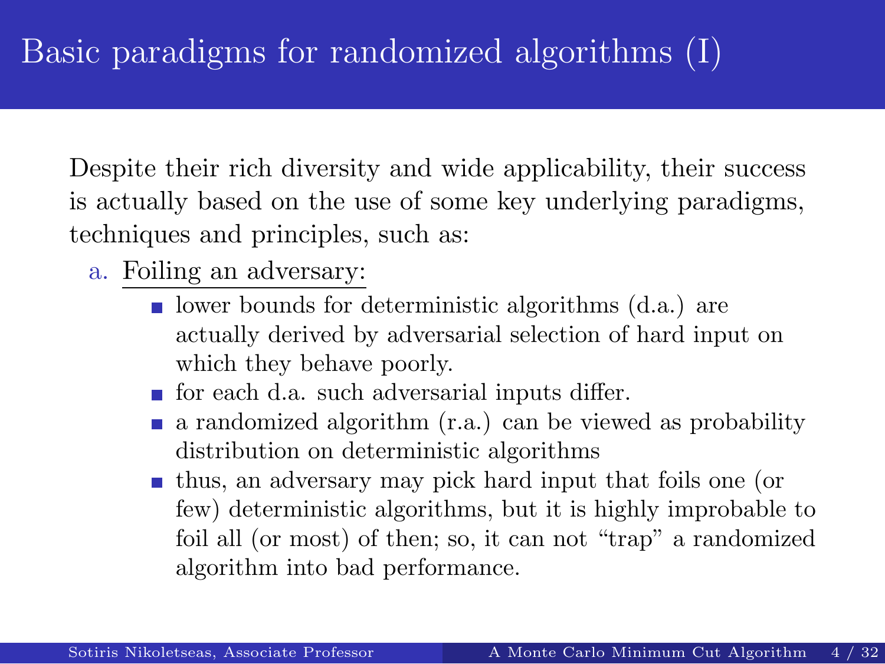# Basic paradigms for randomized algorithms (I)

Despite their rich diversity and wide applicability, their success is actually based on the use of some key underlying paradigms, techniques and principles, such as:

a. Foiling an adversary:
   - lower bounds for deterministic algorithms (d.a.) are actually derived by adversarial selection of hard input on which they behave poorly.
   - for each d.a. such adversarial inputs differ.
   - a randomized algorithm (r.a.) can be viewed as probability distribution on deterministic algorithms
   - thus, an adversary may pick hard input that foils one (or few) deterministic algorithms, but it is highly improbable to foil all (or most) of then; so, it can not "trap" a randomized algorithm into bad performance.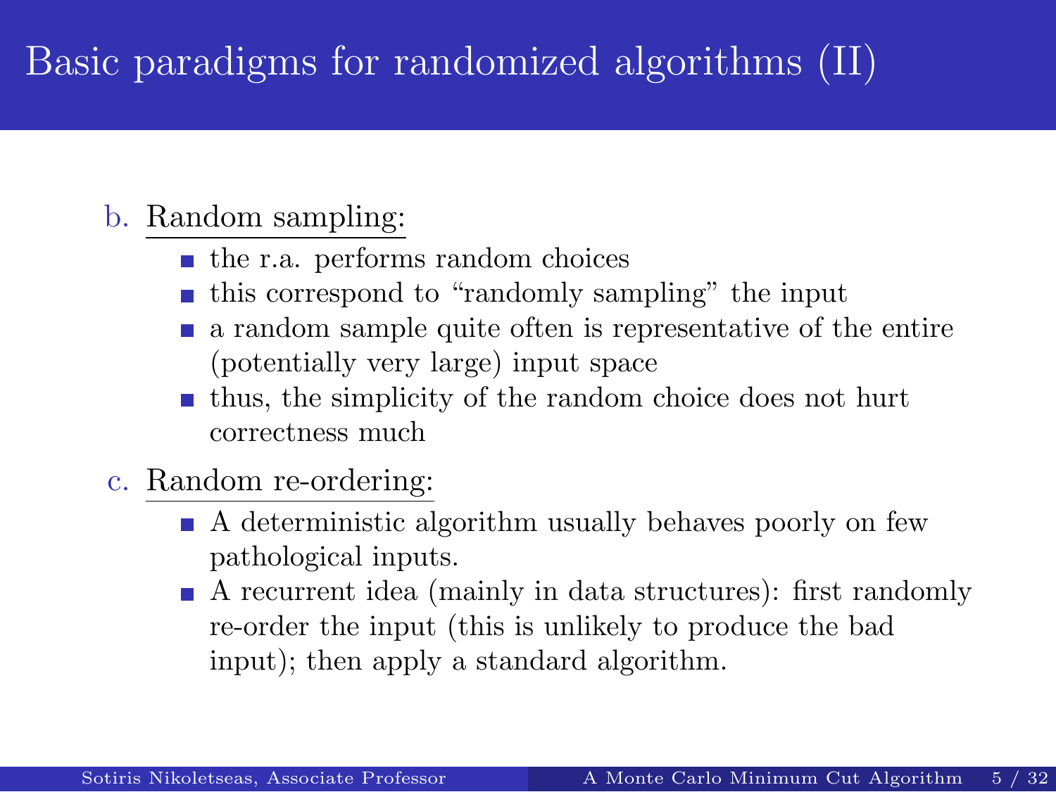# Basic paradigms for randomized algorithms (II)

b. Random sampling:
   - the r.a. performs random choices
   - this correspond to "randomly sampling" the input
   - a random sample quite often is representative of the entire (potentially very large) input space
   - thus, the simplicity of the random choice does not hurt correctness much

c. Random re-ordering:
   - A deterministic algorithm usually behaves poorly on few pathological inputs.
   - A recurrent idea (mainly in data structures): first randomly re-order the input (this is unlikely to produce the bad input); then apply a standard algorithm.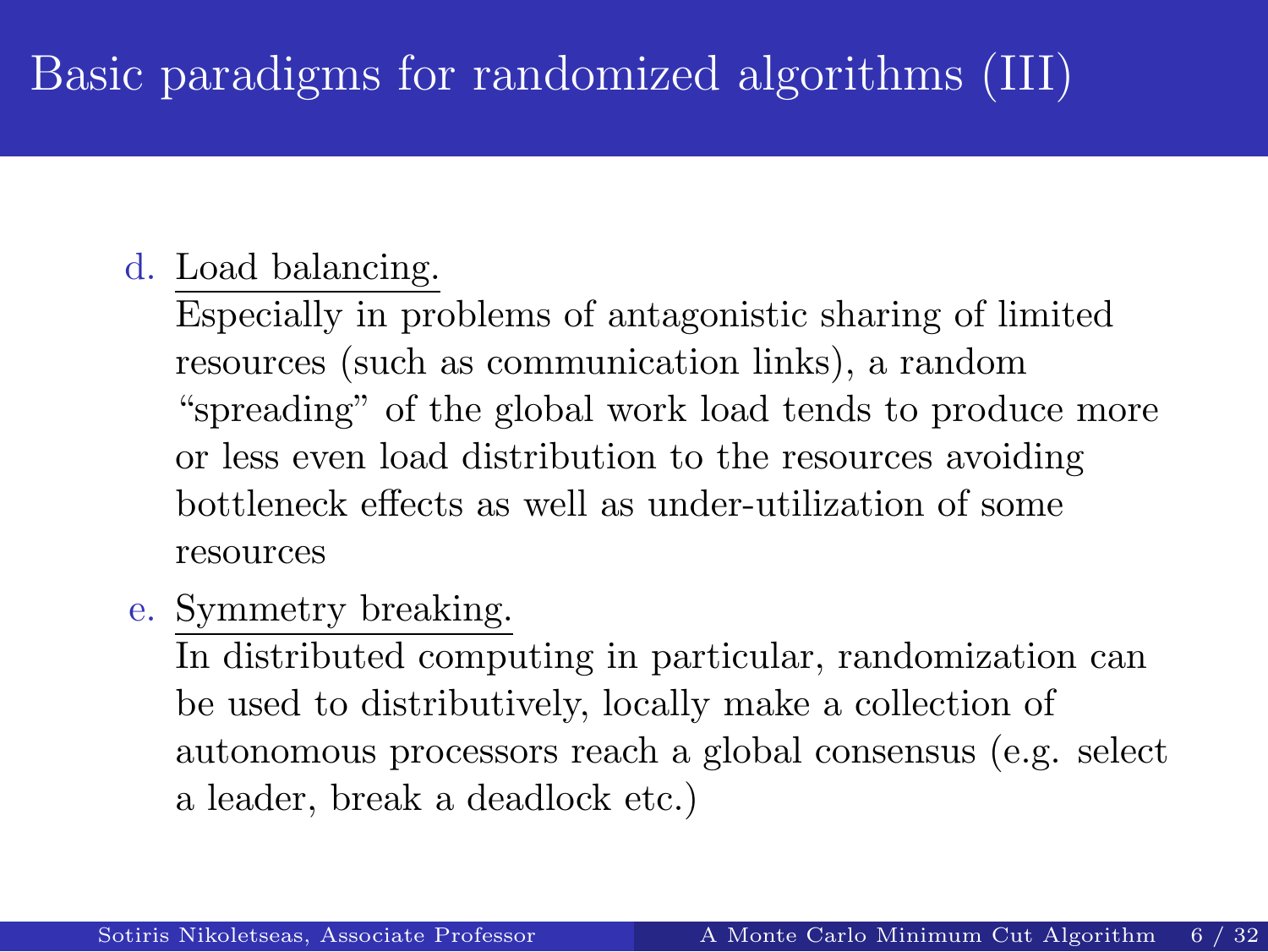# Basic paradigms for randomized algorithms (III)

d. Load balancing.

   Especially in problems of antagonistic sharing of limited resources (such as communication links), a random "spreading" of the global work load tends to produce more or less even load distribution to the resources avoiding bottleneck effects as well as under-utilization of some resources

e. Symmetry breaking.

   In distributed computing in particular, randomization can be used to distributively, locally make a collection of autonomous processors reach a global consensus (e.g. select a leader, break a deadlock etc.)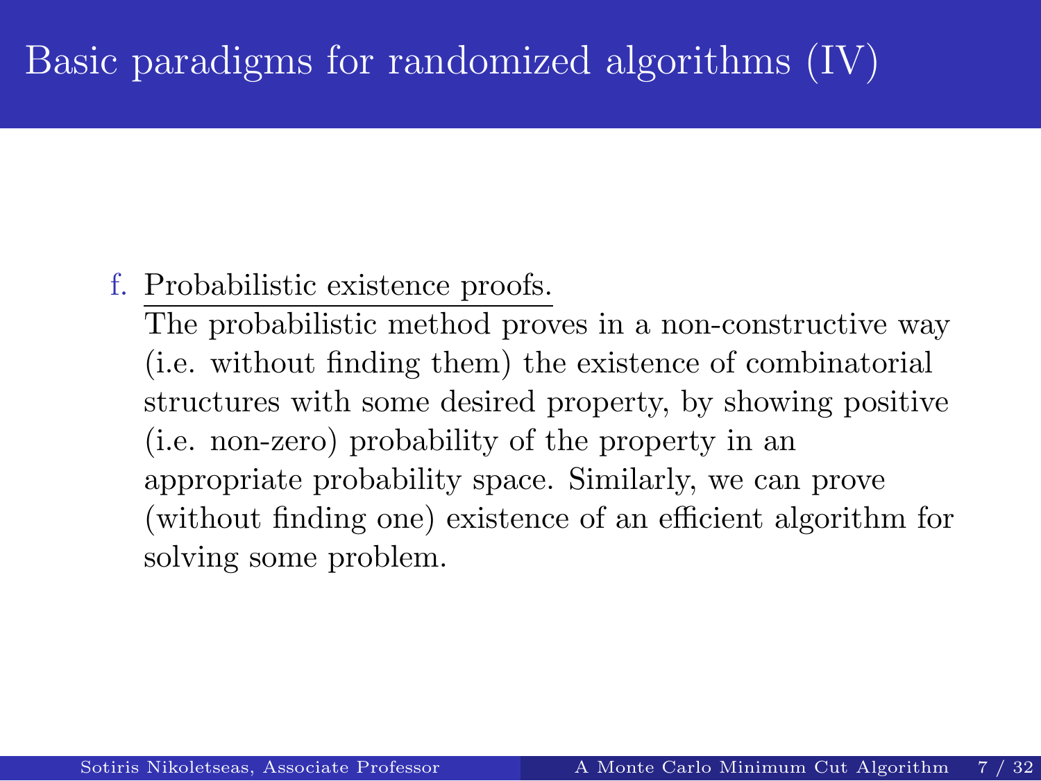# Basic paradigms for randomized algorithms (IV)

f. Probabilistic existence proofs.
   The probabilistic method proves in a non-constructive way (i.e. without finding them) the existence of combinatorial structures with some desired property, by showing positive (i.e. non-zero) probability of the property in an appropriate probability space. Similarly, we can prove (without finding one) existence of an efficient algorithm for solving some problem.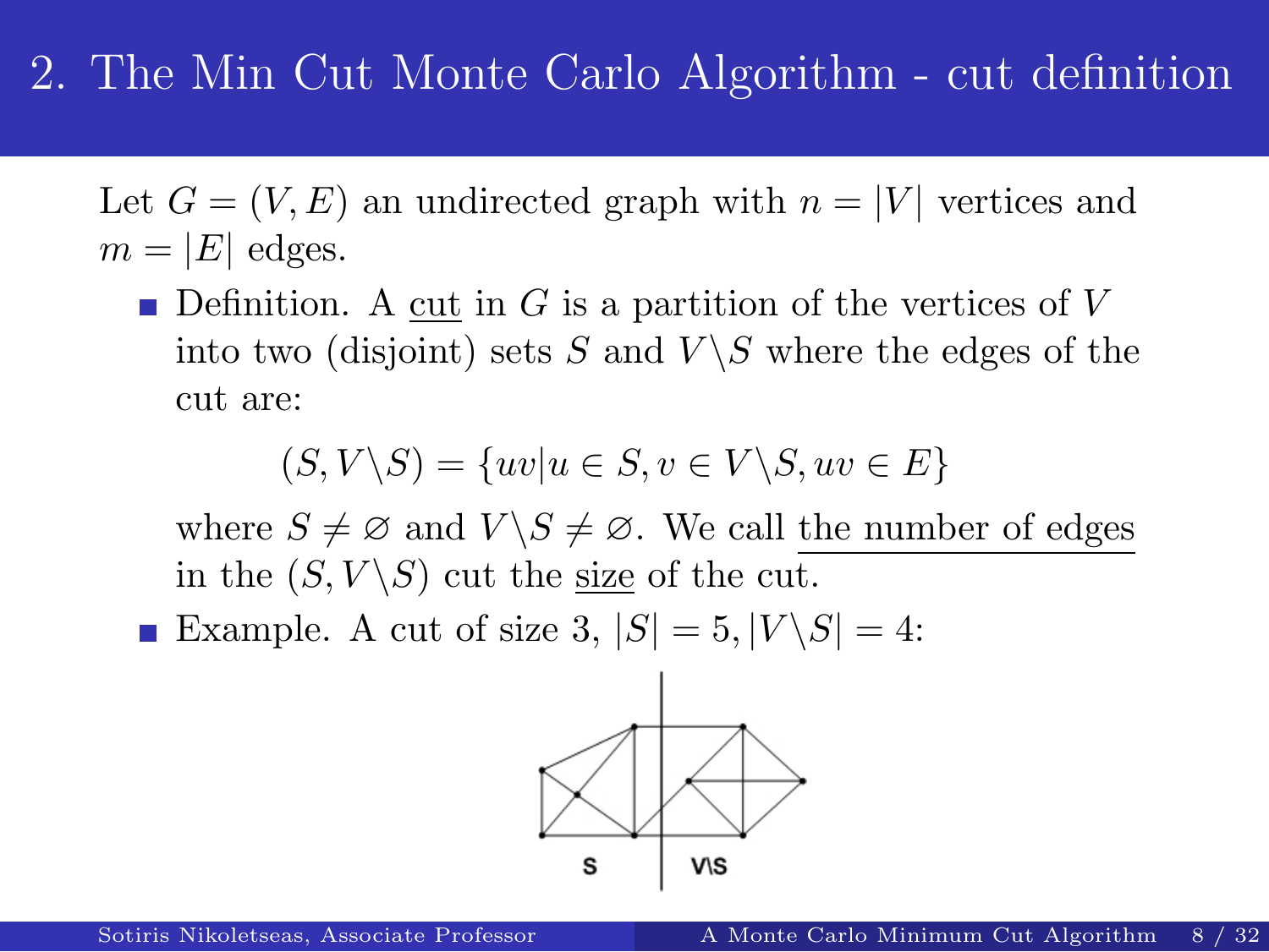# 2. The Min Cut Monte Carlo Algorithm - cut definition

Let $G = (V, E)$ an undirected graph with $n = |V|$ vertices and $m = |E|$ edges.

- Definition. A cut in $G$ is a partition of the vertices of $V$ into two (disjoint) sets $S$ and $V \backslash S$ where the edges of the cut are:

$$(S, V\backslash S) = \{uv | u \in S, v \in V\backslash S, uv \in E\}$$

  where $S \neq \varnothing$ and $V\backslash S \neq \varnothing$. We call the number of edges in the $(S, V\backslash S)$ cut the size of the cut.

- Example. A cut of size 3, $|S| = 5, |V\backslash S| = 4$:

S

V\S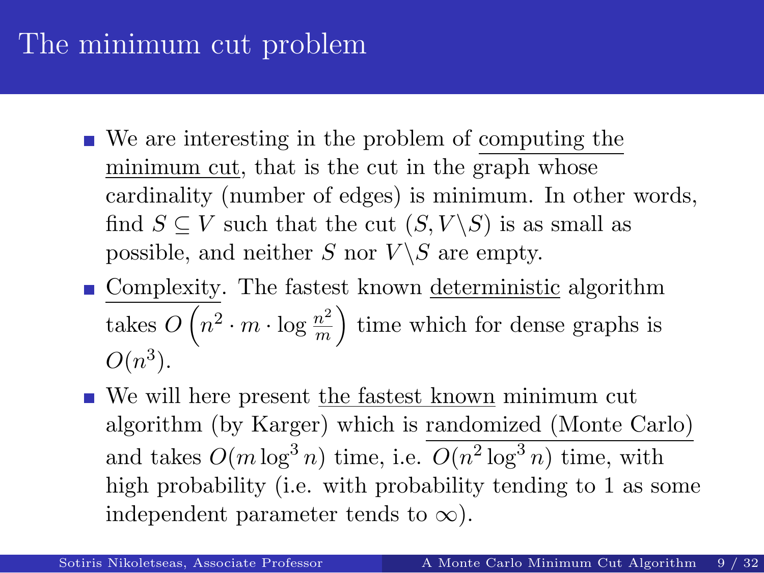# The minimum cut problem

- We are interesting in the problem of computing the minimum cut, that is the cut in the graph whose cardinality (number of edges) is minimum. In other words, find $S \subseteq V$ such that the cut $(S, V \backslash S)$ is as small as possible, and neither $S$ nor $V \backslash S$ are empty.
- Complexity. The fastest known deterministic algorithm takes $O\left(n^2 \cdot m \cdot \log \frac{n^2}{m}\right)$ time which for dense graphs is $O(n^3)$.
- We will here present the fastest known minimum cut algorithm (by Karger) which is randomized (Monte Carlo) and takes $O(m \log^3 n)$ time, i.e. $O(n^2 \log^3 n)$ time, with high probability (i.e. with probability tending to 1 as some independent parameter tends to $\infty$).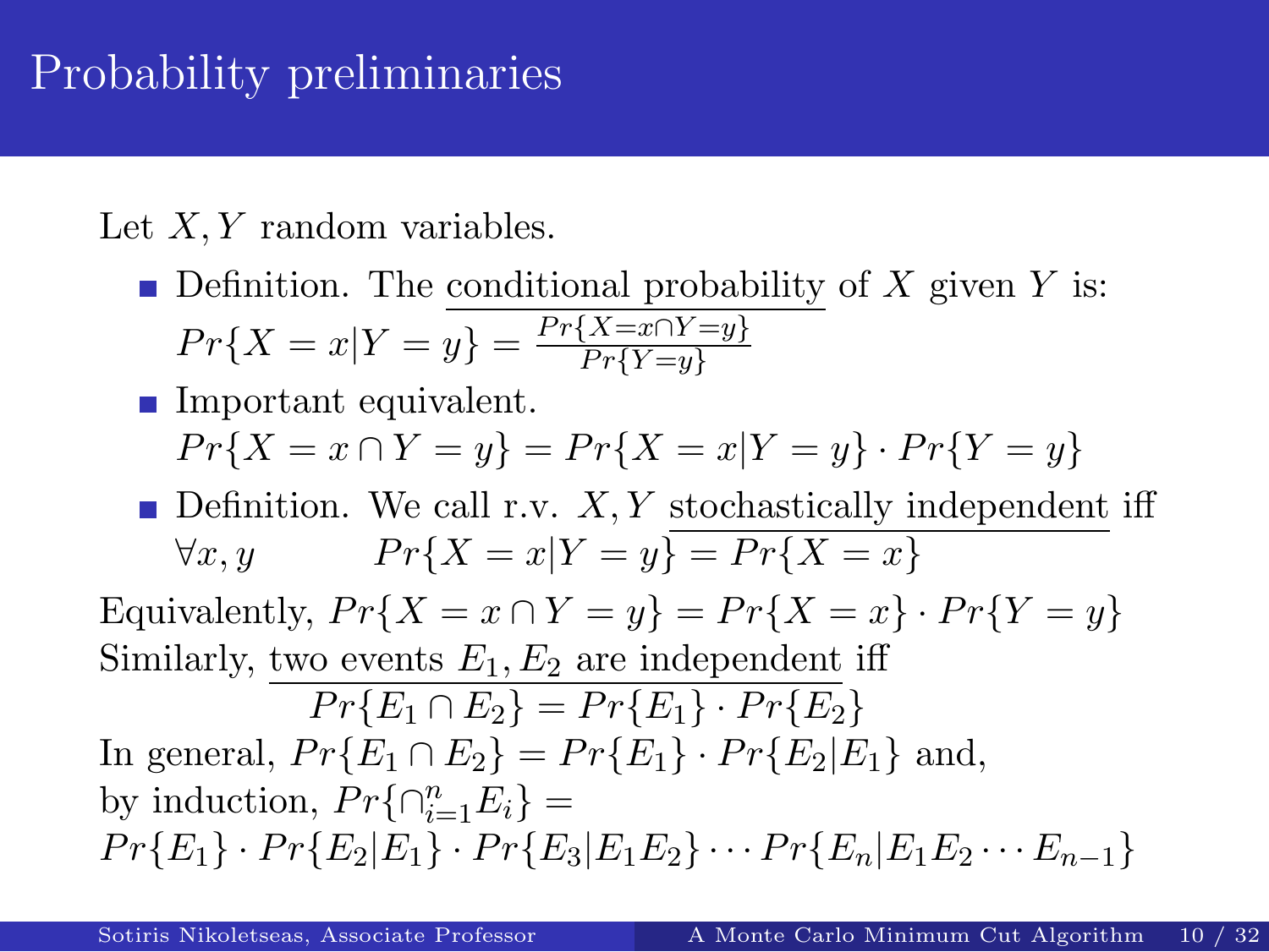# Probability preliminaries

Let $X, Y$ random variables.

- Definition. The conditional probability of $X$ given $Y$ is: $Pr\{X = x|Y = y\} = \frac{Pr\{X=x \cap Y=y\}}{Pr\{Y=y\}}$
- Important equivalent. $Pr\{X = x \cap Y = y\} = Pr\{X = x|Y = y\} \cdot Pr\{Y = y\}$
- Definition. We call r.v. $X, Y$ stochastically independent iff $\forall x, y \qquad Pr\{X = x|Y = y\} = Pr\{X = x\}$

Equivalently, $Pr\{X = x \cap Y = y\} = Pr\{X = x\} \cdot Pr\{Y = y\}$
Similarly, two events $E_1, E_2$ are independent iff

$$Pr\{E_1 \cap E_2\} = Pr\{E_1\} \cdot Pr\{E_2\}$$

In general, $Pr\{E_1 \cap E_2\} = Pr\{E_1\} \cdot Pr\{E_2|E_1\}$ and,
by induction, $Pr\{\cap_{i=1}^{n} E_i\} =$
$Pr\{E_1\} \cdot Pr\{E_2|E_1\} \cdot Pr\{E_3|E_1 E_2\} \cdots Pr\{E_n|E_1 E_2 \cdots E_{n-1}\}$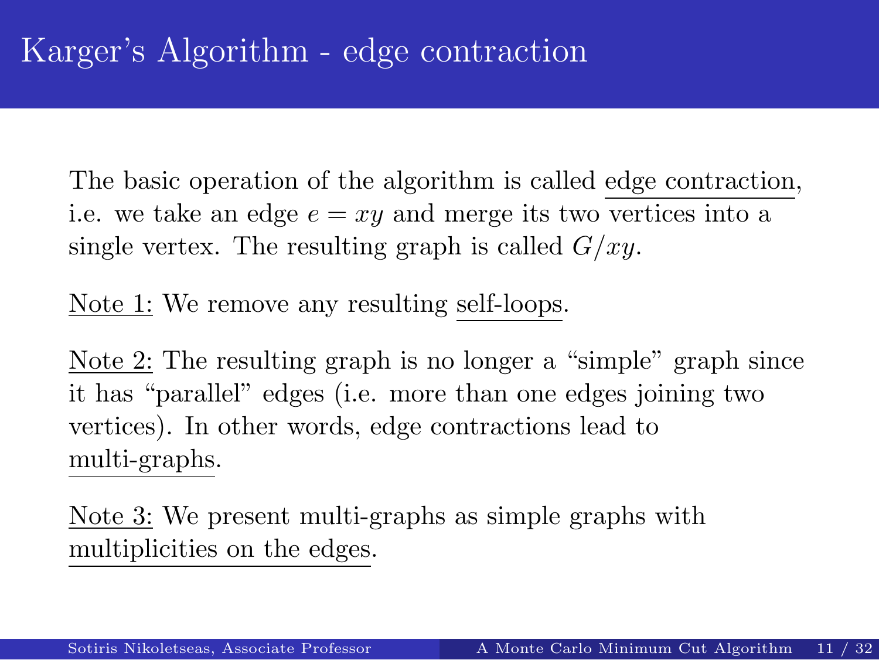# Karger's Algorithm - edge contraction

The basic operation of the algorithm is called edge contraction, i.e. we take an edge $e = xy$ and merge its two vertices into a single vertex. The resulting graph is called $G/xy$.

Note 1: We remove any resulting self-loops.

Note 2: The resulting graph is no longer a "simple" graph since it has "parallel" edges (i.e. more than one edges joining two vertices). In other words, edge contractions lead to multi-graphs.

Note 3: We present multi-graphs as simple graphs with multiplicities on the edges.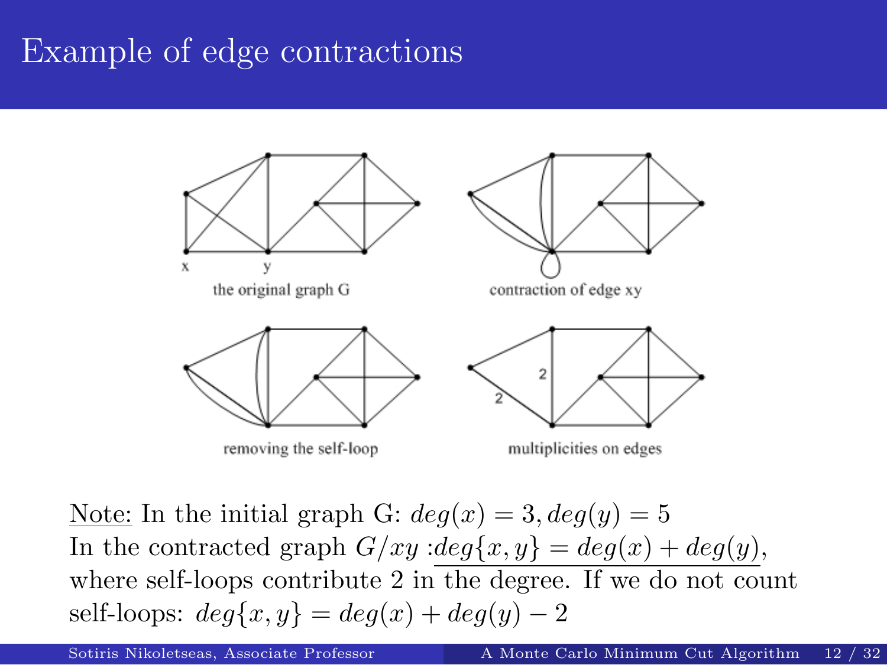# Example of edge contractions

x

y

the original graph G

contraction of edge xy

removing the self-loop

2

2

multiplicities on edges

Note: In the initial graph G: $deg(x) = 3, deg(y) = 5$

In the contracted graph $G/xy$ :$\underline{deg\{x, y\} = deg(x) + deg(y)}$, where self-loops contribute 2 in the degree. If we do not count self-loops: $deg\{x, y\} = deg(x) + deg(y) - 2$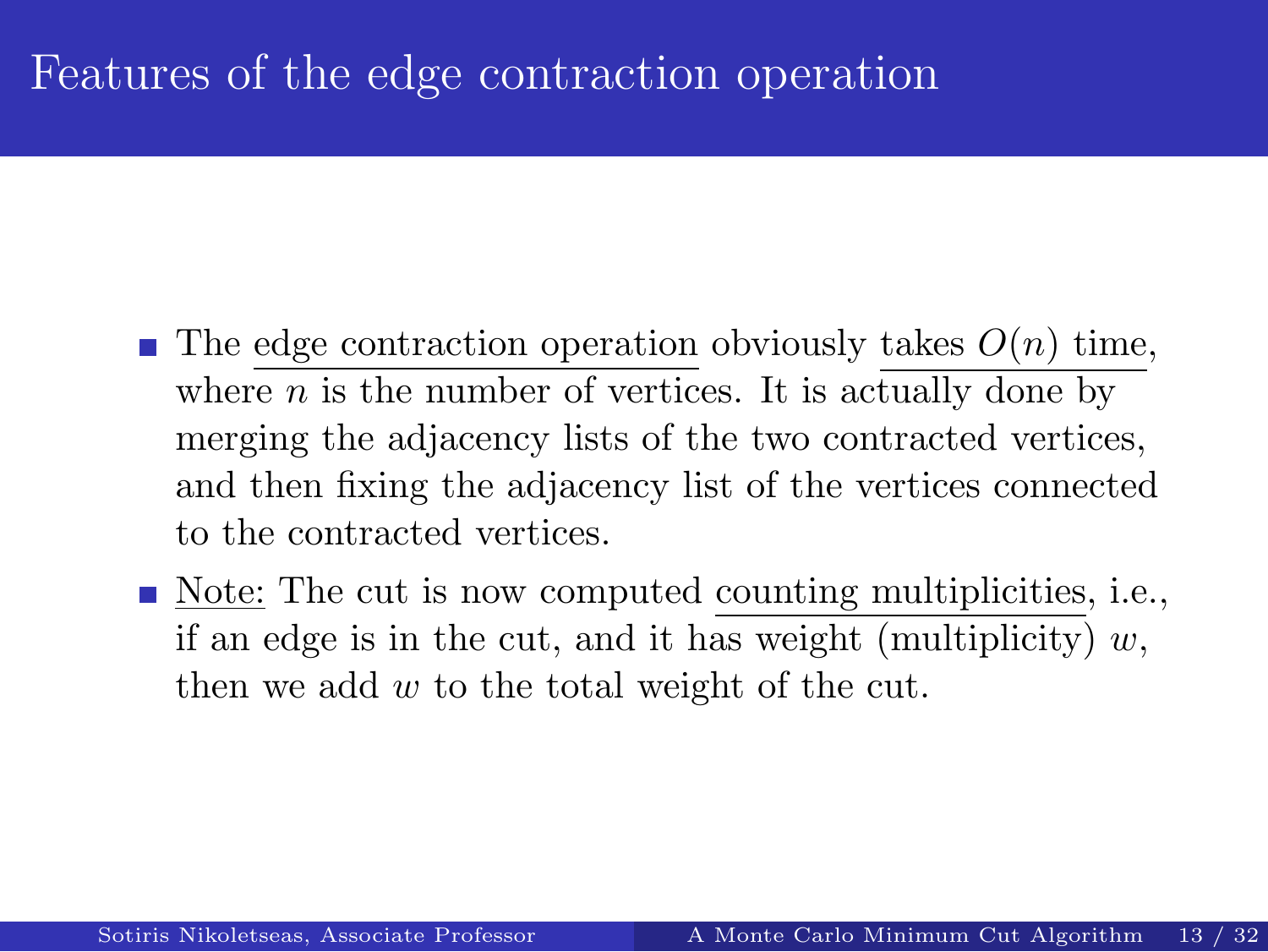# Features of the edge contraction operation

- The edge contraction operation obviously takes $O(n)$ time, where $n$ is the number of vertices. It is actually done by merging the adjacency lists of the two contracted vertices, and then fixing the adjacency list of the vertices connected to the contracted vertices.
- Note: The cut is now computed counting multiplicities, i.e., if an edge is in the cut, and it has weight (multiplicity) $w$, then we add $w$ to the total weight of the cut.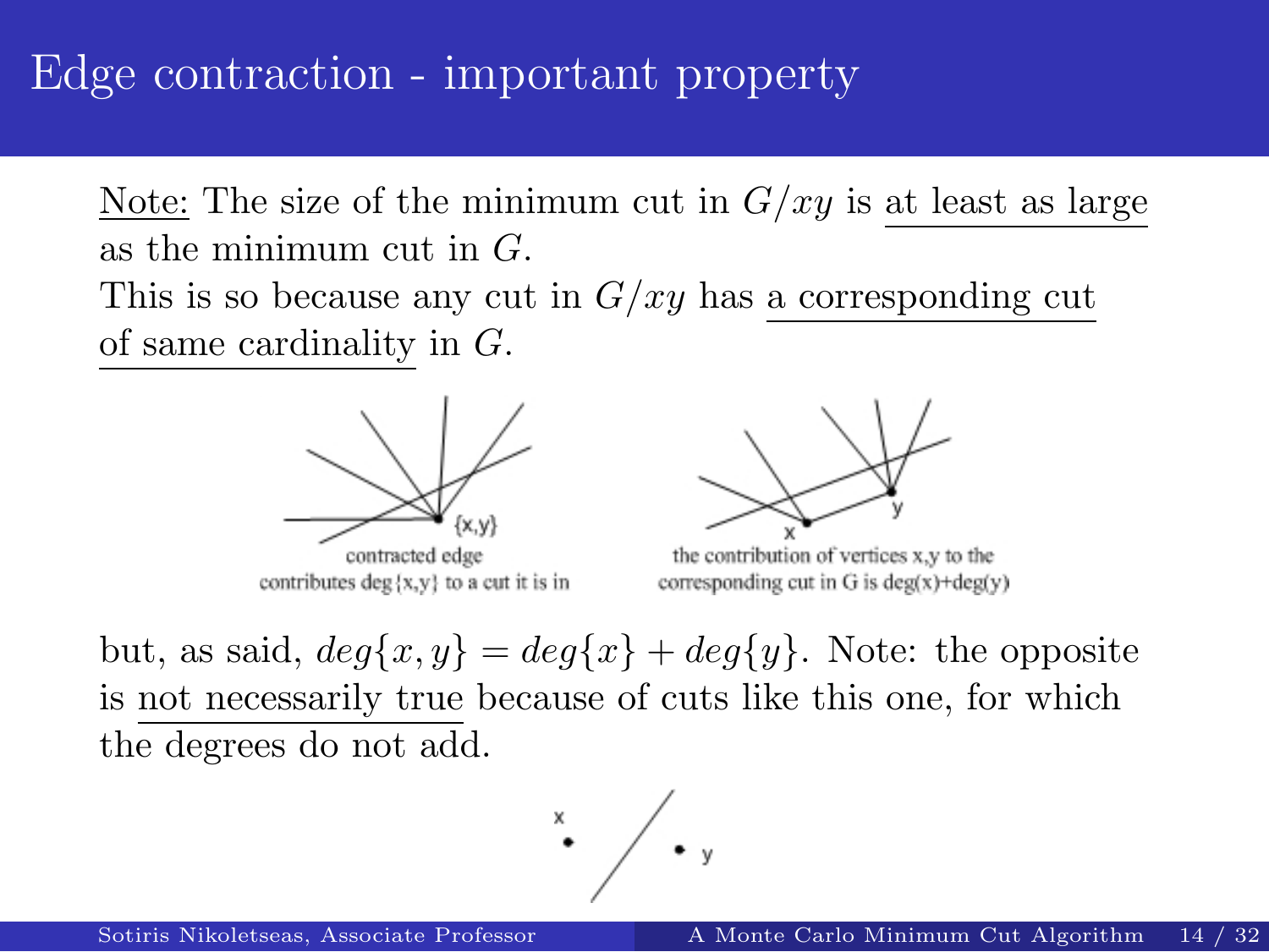# Edge contraction - important property

Note: The size of the minimum cut in $G/xy$ is at least as large as the minimum cut in $G$.

This is so because any cut in $G/xy$ has a corresponding cut of same cardinality in $G$.

{x,y}

contracted edge contributes deg{x,y} to a cut it is in

x y

the contribution of vertices x,y to the corresponding cut in G is deg(x)+deg(y)

but, as said, $deg\{x, y\} = deg\{x\} + deg\{y\}$. Note: the opposite is not necessarily true because of cuts like this one, for which the degrees do not add.

x y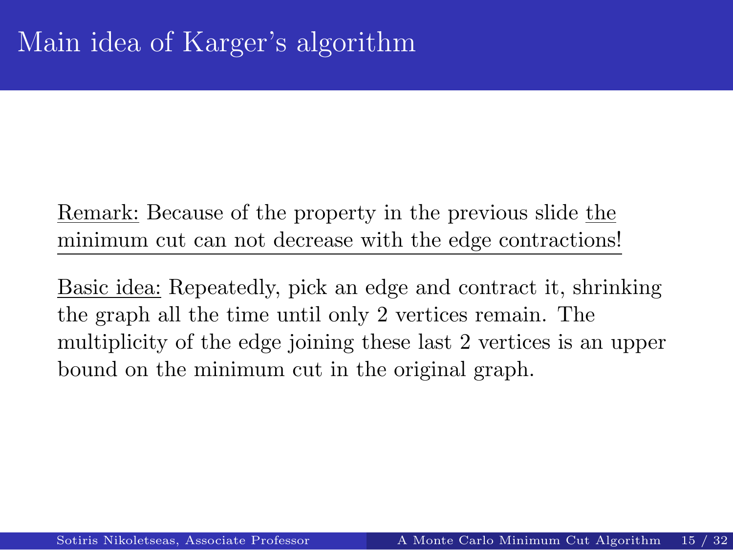# Main idea of Karger's algorithm

Remark: Because of the property in the previous slide the minimum cut can not decrease with the edge contractions!

Basic idea: Repeatedly, pick an edge and contract it, shrinking the graph all the time until only 2 vertices remain. The multiplicity of the edge joining these last 2 vertices is an upper bound on the minimum cut in the original graph.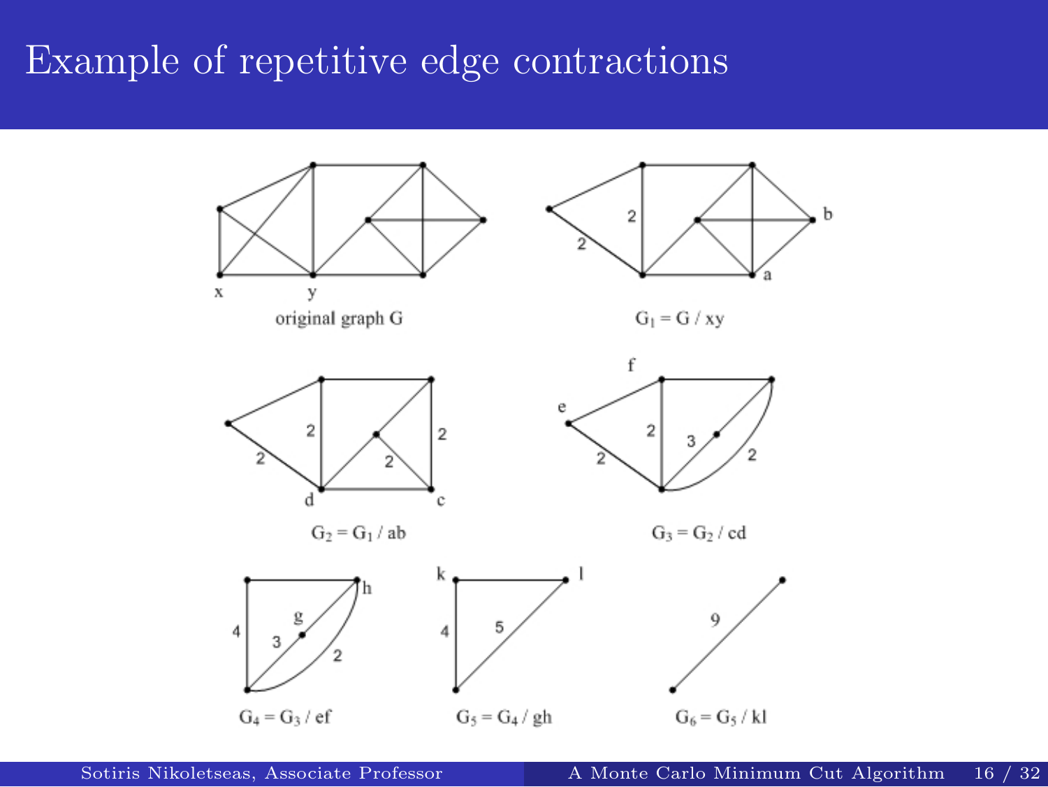# Example of repetitive edge contractions

x

y

original graph G

2

2

b

a

$G_1 = G / xy$

2

2

2

2

d

c

$G_2 = G_1 / ab$

f

e

2

3

2

2

$G_3 = G_2 / cd$

h

g

4

3

2

$G_4 = G_3 / ef$

k

l

4

5

$G_5 = G_4 / gh$

9

$G_6 = G_5 / kl$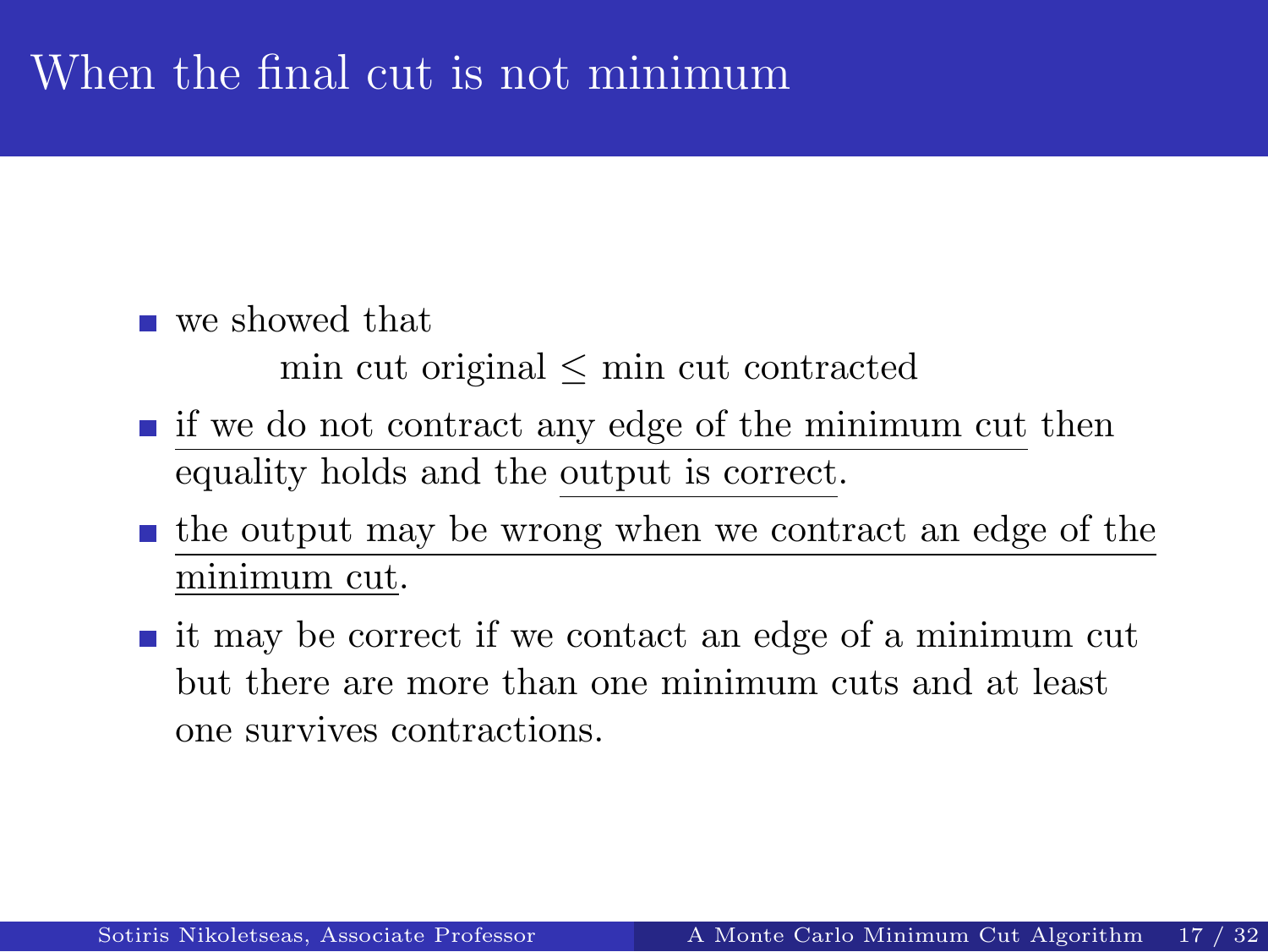# When the final cut is not minimum

- we showed that

  min cut original ≤ min cut contracted

- if we do not contract any edge of the minimum cut then equality holds and the output is correct.
- the output may be wrong when we contract an edge of the minimum cut.
- it may be correct if we contact an edge of a minimum cut but there are more than one minimum cuts and at least one survives contractions.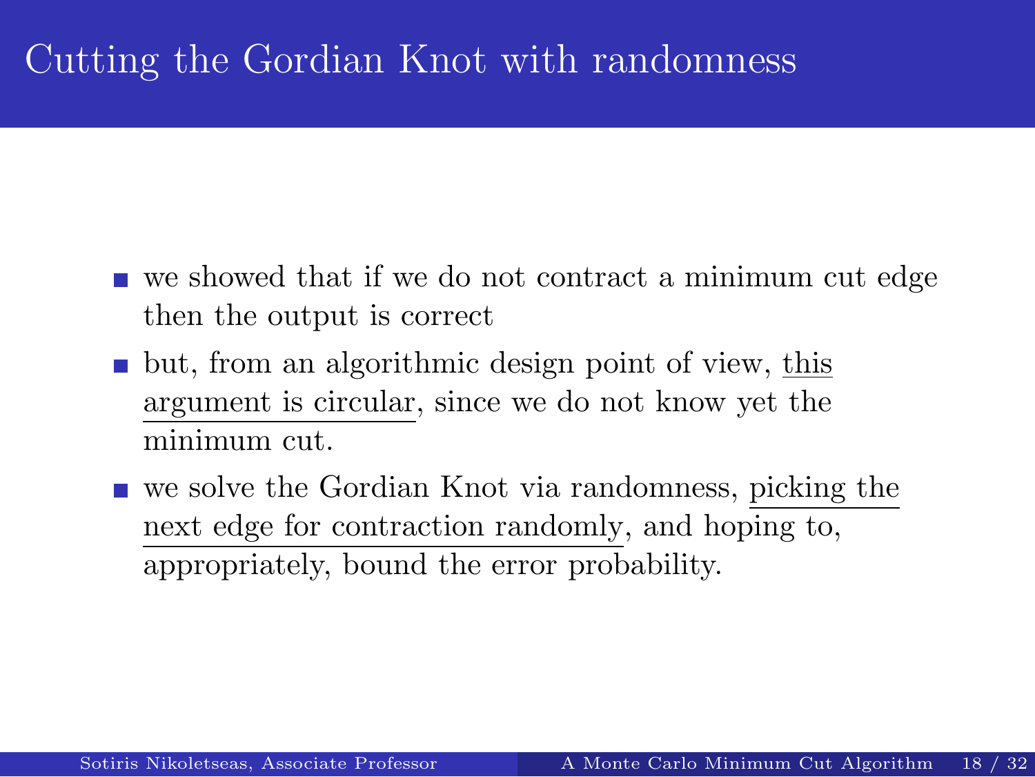# Cutting the Gordian Knot with randomness

- we showed that if we do not contract a minimum cut edge then the output is correct
- but, from an algorithmic design point of view, <u>this argument is circular</u>, since we do not know yet the minimum cut.
- we solve the Gordian Knot via randomness, <u>picking the next edge for contraction randomly</u>, and hoping to, appropriately, bound the error probability.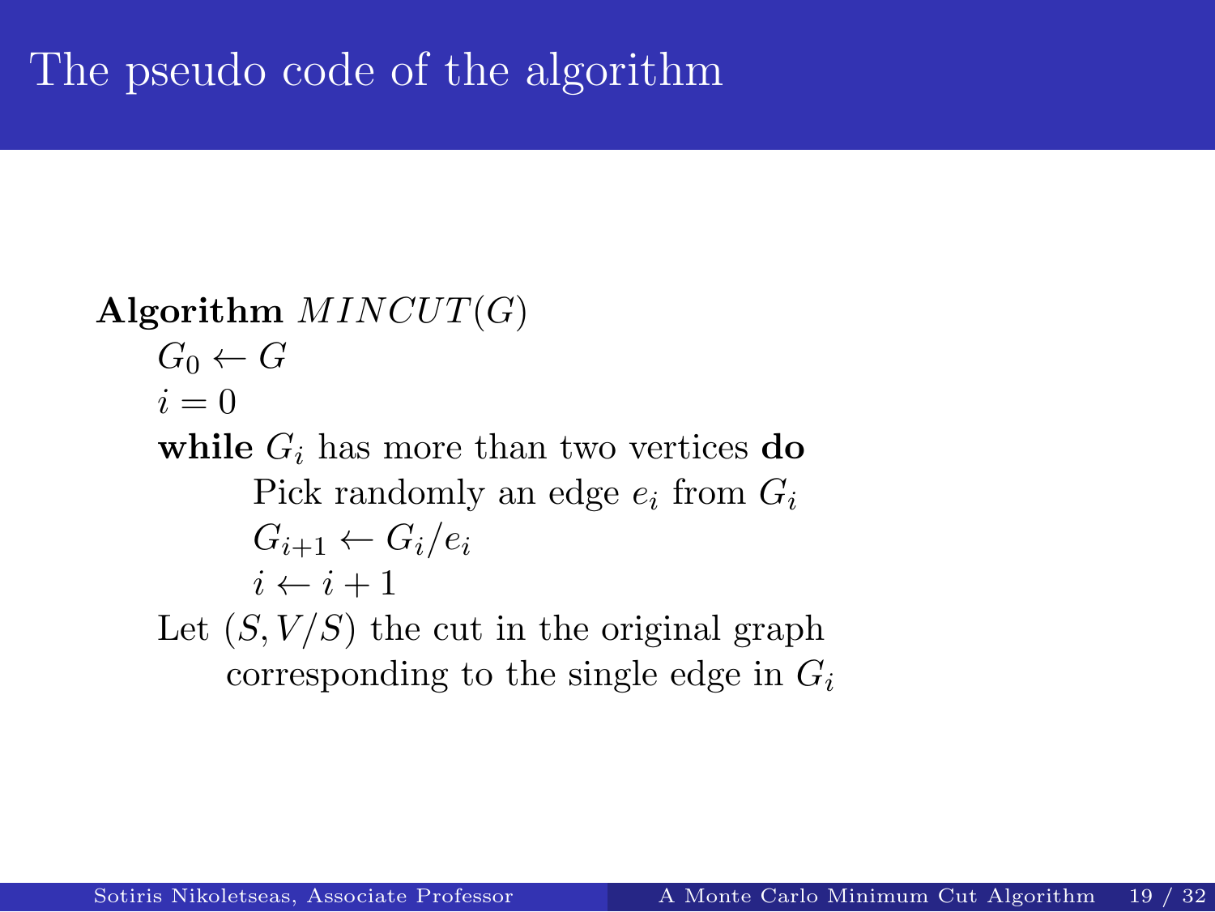# The pseudo code of the algorithm

**Algorithm** $MINCUT(G)$

$G_0 \leftarrow G$

$i = 0$

**while** $G_i$ has more than two vertices **do**

Pick randomly an edge $e_i$ from $G_i$

$G_{i+1} \leftarrow G_i / e_i$

$i \leftarrow i + 1$

Let $(S, V/S)$ the cut in the original graph corresponding to the single edge in $G_i$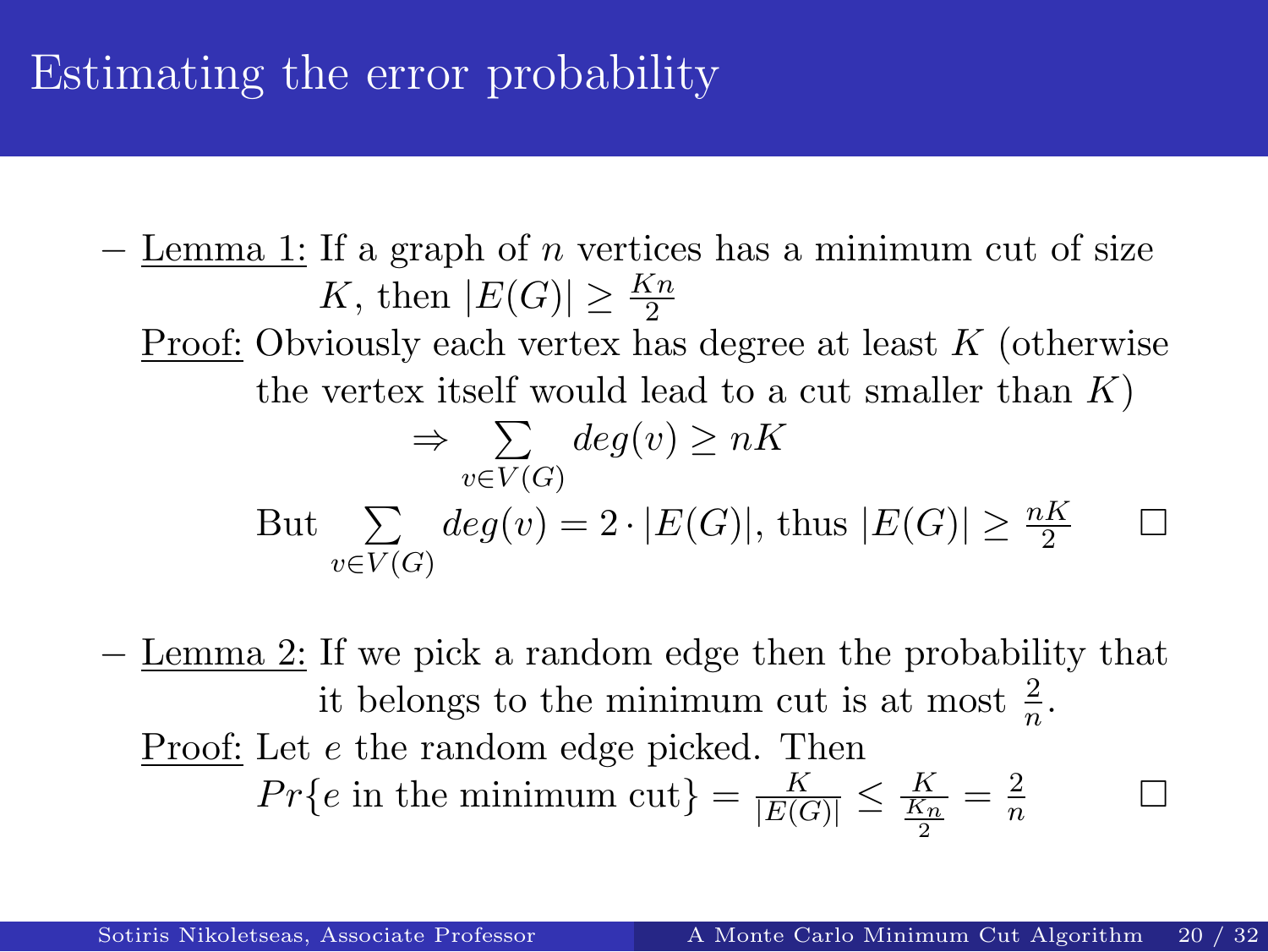# Estimating the error probability

– Lemma 1: If a graph of $n$ vertices has a minimum cut of size $K$, then $|E(G)| \geq \frac{Kn}{2}$

  Proof: Obviously each vertex has degree at least $K$ (otherwise the vertex itself would lead to a cut smaller than $K$)

$$\Rightarrow \sum_{v \in V(G)} deg(v) \geq nK$$

  But $\sum_{v \in V(G)} deg(v) = 2 \cdot |E(G)|$, thus $|E(G)| \geq \frac{nK}{2}$ □

– Lemma 2: If we pick a random edge then the probability that it belongs to the minimum cut is at most $\frac{2}{n}$.

  Proof: Let $e$ the random edge picked. Then

  $Pr\{e \text{ in the minimum cut}\} = \frac{K}{|E(G)|} \leq \frac{K}{\frac{Kn}{2}} = \frac{2}{n}$ □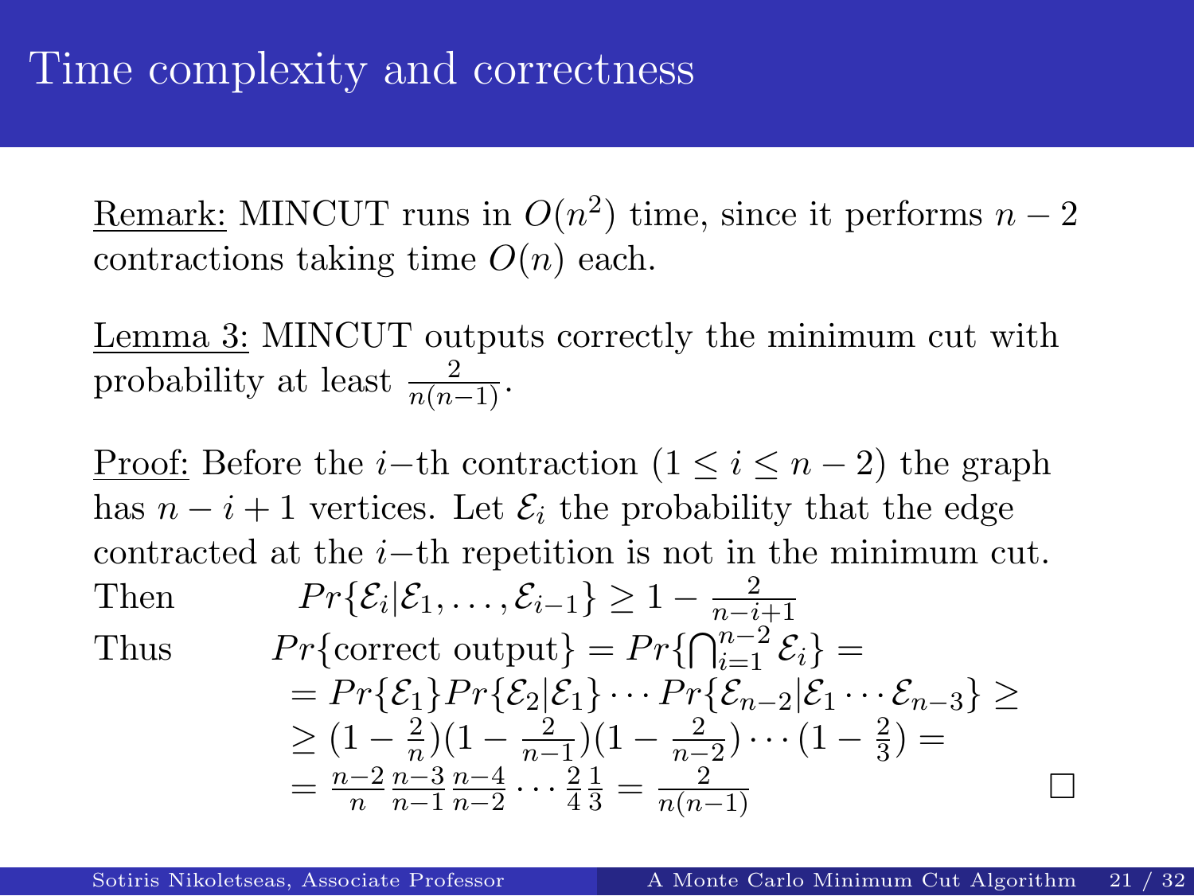# Time complexity and correctness

Remark: MINCUT runs in $O(n^2)$ time, since it performs $n-2$ contractions taking time $O(n)$ each.

Lemma 3: MINCUT outputs correctly the minimum cut with probability at least $\frac{2}{n(n-1)}$.

Proof: Before the $i-$th contraction $(1 \leq i \leq n-2)$ the graph has $n-i+1$ vertices. Let $\mathcal{E}_i$ the probability that the edge contracted at the $i-$th repetition is not in the minimum cut.

Then $$Pr\{\mathcal{E}_i | \mathcal{E}_1, \ldots, \mathcal{E}_{i-1}\} \geq 1 - \frac{2}{n-i+1}$$

Thus
$$\begin{aligned} Pr\{\text{correct output}\} &= Pr\{\textstyle\bigcap_{i=1}^{n-2} \mathcal{E}_i\} = \\ &= Pr\{\mathcal{E}_1\} Pr\{\mathcal{E}_2 | \mathcal{E}_1\} \cdots Pr\{\mathcal{E}_{n-2} | \mathcal{E}_1 \cdots \mathcal{E}_{n-3}\} \geq \\ &\geq (1 - \tfrac{2}{n})(1 - \tfrac{2}{n-1})(1 - \tfrac{2}{n-2}) \cdots (1 - \tfrac{2}{3}) = \\ &= \tfrac{n-2}{n} \tfrac{n-3}{n-1} \tfrac{n-4}{n-2} \cdots \tfrac{2}{4} \tfrac{1}{3} = \tfrac{2}{n(n-1)} \end{aligned}$$

□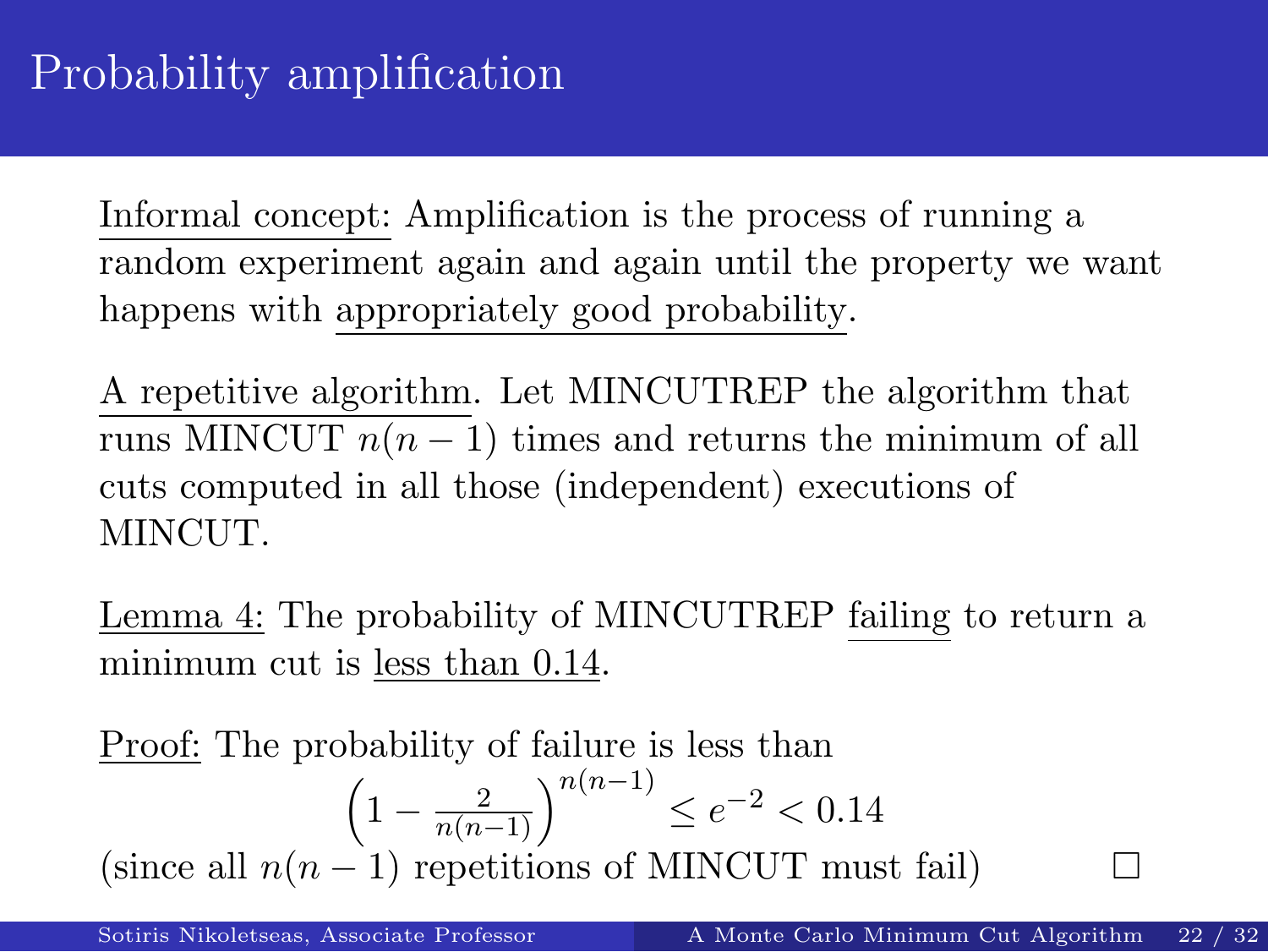# Probability amplification

Informal concept: Amplification is the process of running a random experiment again and again until the property we want happens with appropriately good probability.

A repetitive algorithm. Let MINCUTREP the algorithm that runs MINCUT $n(n-1)$ times and returns the minimum of all cuts computed in all those (independent) executions of MINCUT.

Lemma 4: The probability of MINCUTREP failing to return a minimum cut is less than 0.14.

Proof: The probability of failure is less than

$$\left(1 - \frac{2}{n(n-1)}\right)^{n(n-1)} \leq e^{-2} < 0.14$$

(since all $n(n-1)$ repetitions of MINCUT must fail) □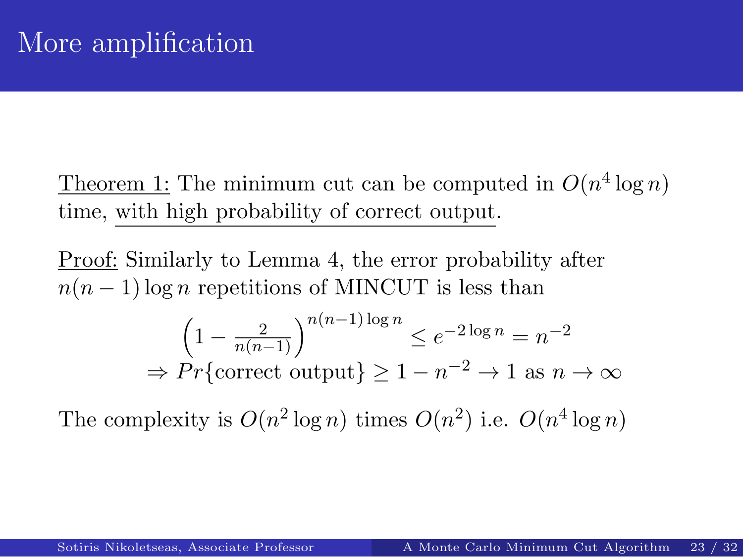# More amplification

Theorem 1: The minimum cut can be computed in $O(n^4 \log n)$ time, with high probability of correct output.

Proof: Similarly to Lemma 4, the error probability after $n(n-1)\log n$ repetitions of MINCUT is less than

$$\left(1 - \frac{2}{n(n-1)}\right)^{n(n-1)\log n} \leq e^{-2\log n} = n^{-2}$$
$$\Rightarrow Pr\{\text{correct output}\} \geq 1 - n^{-2} \rightarrow 1 \text{ as } n \rightarrow \infty$$

The complexity is $O(n^2 \log n)$ times $O(n^2)$ i.e. $O(n^4 \log n)$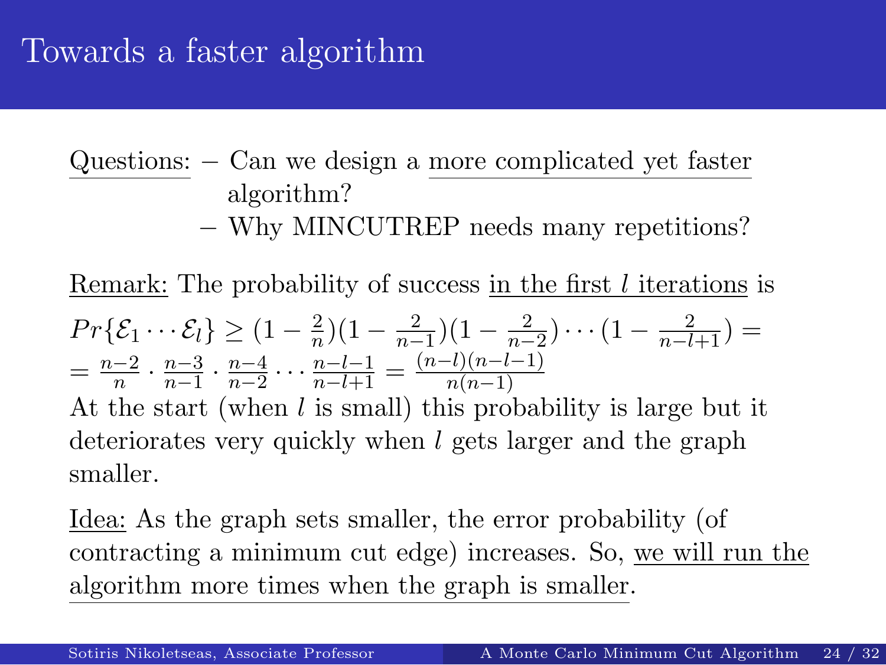# Towards a faster algorithm

Questions: – Can we design a more complicated yet faster algorithm?
– Why MINCUTREP needs many repetitions?

Remark: The probability of success in the first $l$ iterations is

$$Pr\{\mathcal{E}_1 \cdots \mathcal{E}_l\} \geq (1 - \frac{2}{n})(1 - \frac{2}{n-1})(1 - \frac{2}{n-2}) \cdots (1 - \frac{2}{n-l+1}) =$$
$$= \frac{n-2}{n} \cdot \frac{n-3}{n-1} \cdot \frac{n-4}{n-2} \cdots \frac{n-l-1}{n-l+1} = \frac{(n-l)(n-l-1)}{n(n-1)}$$

At the start (when $l$ is small) this probability is large but it deteriorates very quickly when $l$ gets larger and the graph smaller.

Idea: As the graph sets smaller, the error probability (of contracting a minimum cut edge) increases. So, we will run the algorithm more times when the graph is smaller.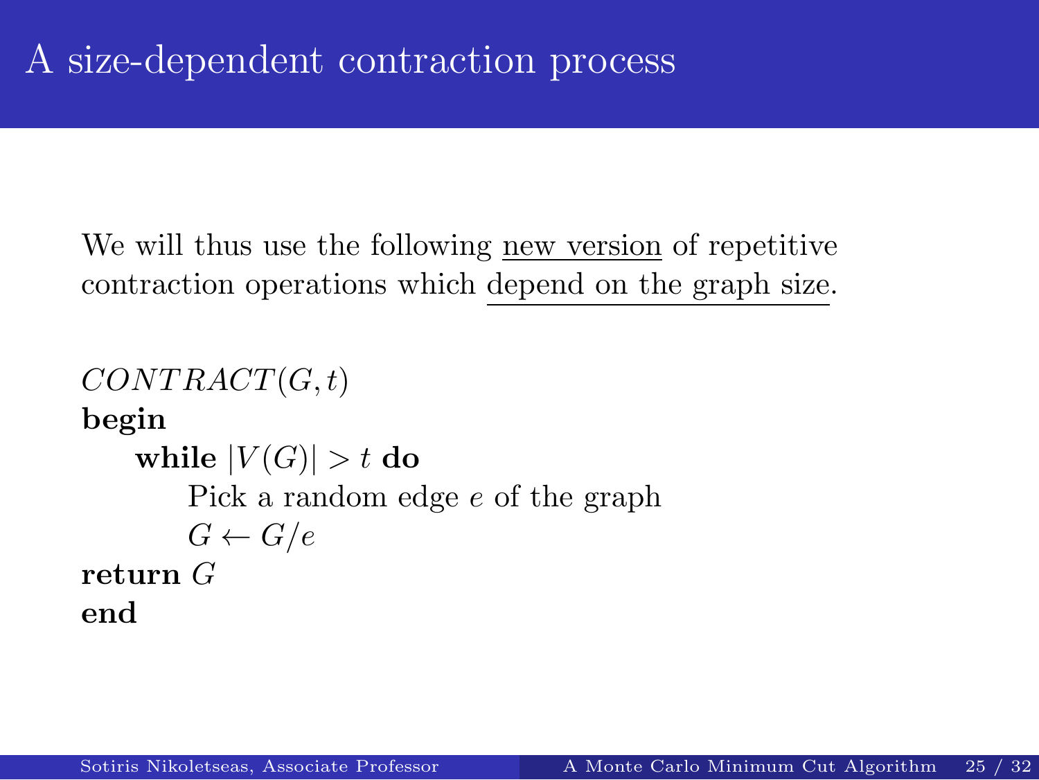# A size-dependent contraction process

We will thus use the following new version of repetitive contraction operations which depend on the graph size.

$CONTRACT(G, t)$
**begin**
  **while** $|V(G)| > t$ **do**
    Pick a random edge $e$ of the graph
    $G \leftarrow G/e$
**return** $G$
**end**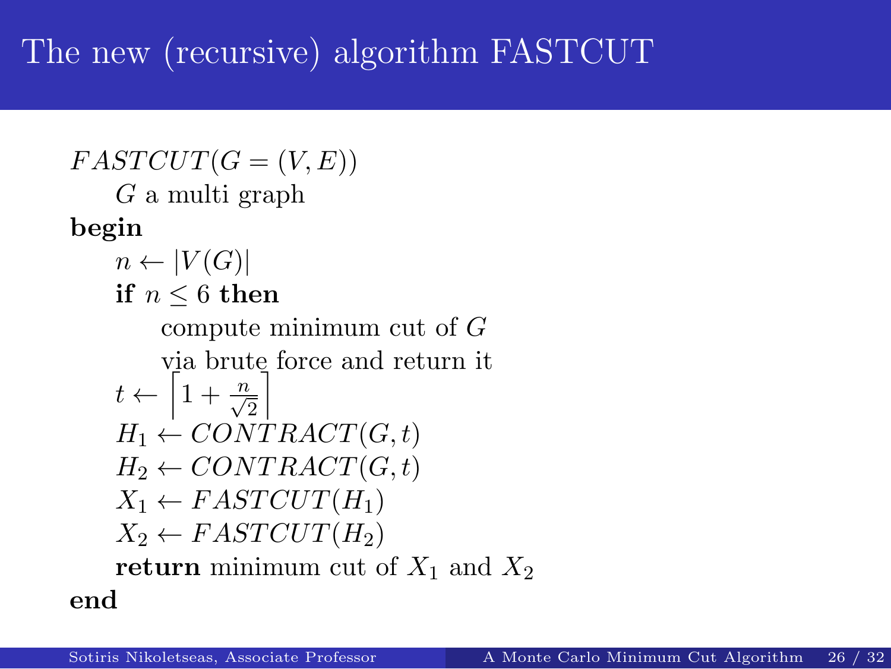# The new (recursive) algorithm FASTCUT

$FASTCUT(G = (V, E))$
  $G$ a multi graph
**begin**
  $n \leftarrow |V(G)|$
  **if** $n \leq 6$ **then**
    compute minimum cut of $G$
    via brute force and return it
  $t \leftarrow \left\lceil 1 + \frac{n}{\sqrt{2}} \right\rceil$
  $H_1 \leftarrow CONTRACT(G, t)$
  $H_2 \leftarrow CONTRACT(G, t)$
  $X_1 \leftarrow FASTCUT(H_1)$
  $X_2 \leftarrow FASTCUT(H_2)$
  **return** minimum cut of $X_1$ and $X_2$
**end**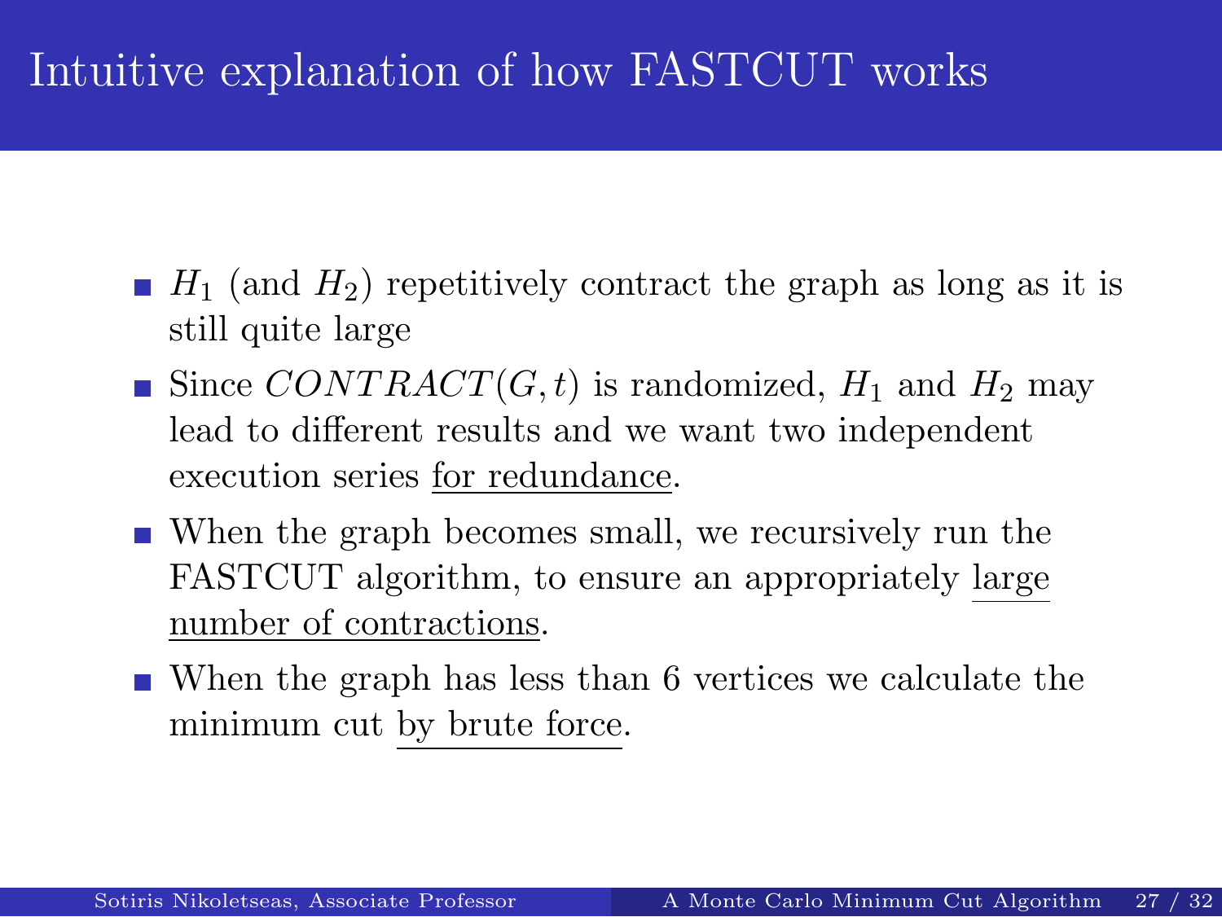# Intuitive explanation of how FASTCUT works

- $H_1$ (and $H_2$) repetitively contract the graph as long as it is still quite large
- Since $CONTRACT(G, t)$ is randomized, $H_1$ and $H_2$ may lead to different results and we want two independent execution series <u>for redundance</u>.
- When the graph becomes small, we recursively run the FASTCUT algorithm, to ensure an appropriately <u>large number of contractions</u>.
- When the graph has less than 6 vertices we calculate the minimum cut <u>by brute force</u>.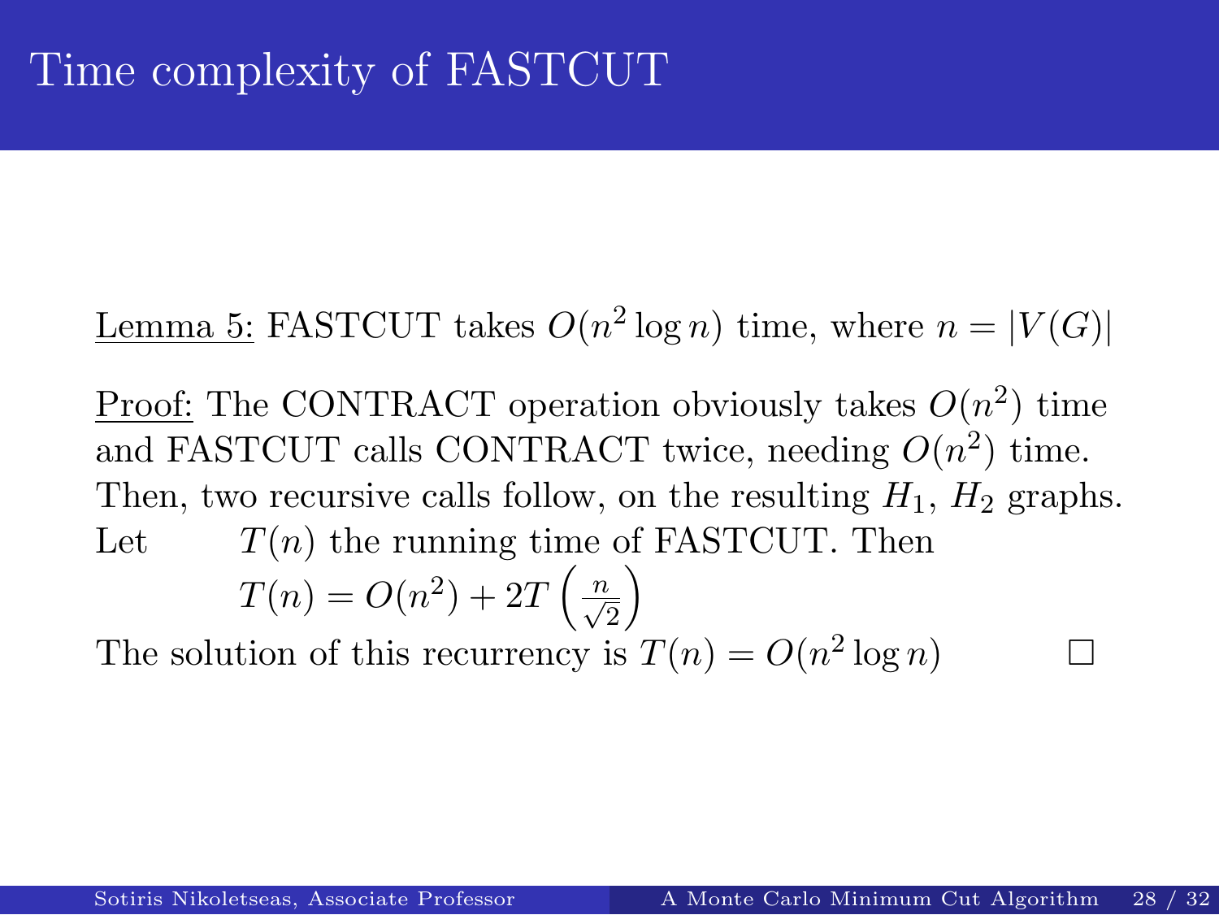# Time complexity of FASTCUT

Lemma 5: FASTCUT takes $O(n^2 \log n)$ time, where $n = |V(G)|$

Proof: The CONTRACT operation obviously takes $O(n^2)$ time and FASTCUT calls CONTRACT twice, needing $O(n^2)$ time. Then, two recursive calls follow, on the resulting $H_1$, $H_2$ graphs. Let $T(n)$ the running time of FASTCUT. Then

$$T(n) = O(n^2) + 2T\left(\frac{n}{\sqrt{2}}\right)$$

The solution of this recurrency is $T(n) = O(n^2 \log n)$ □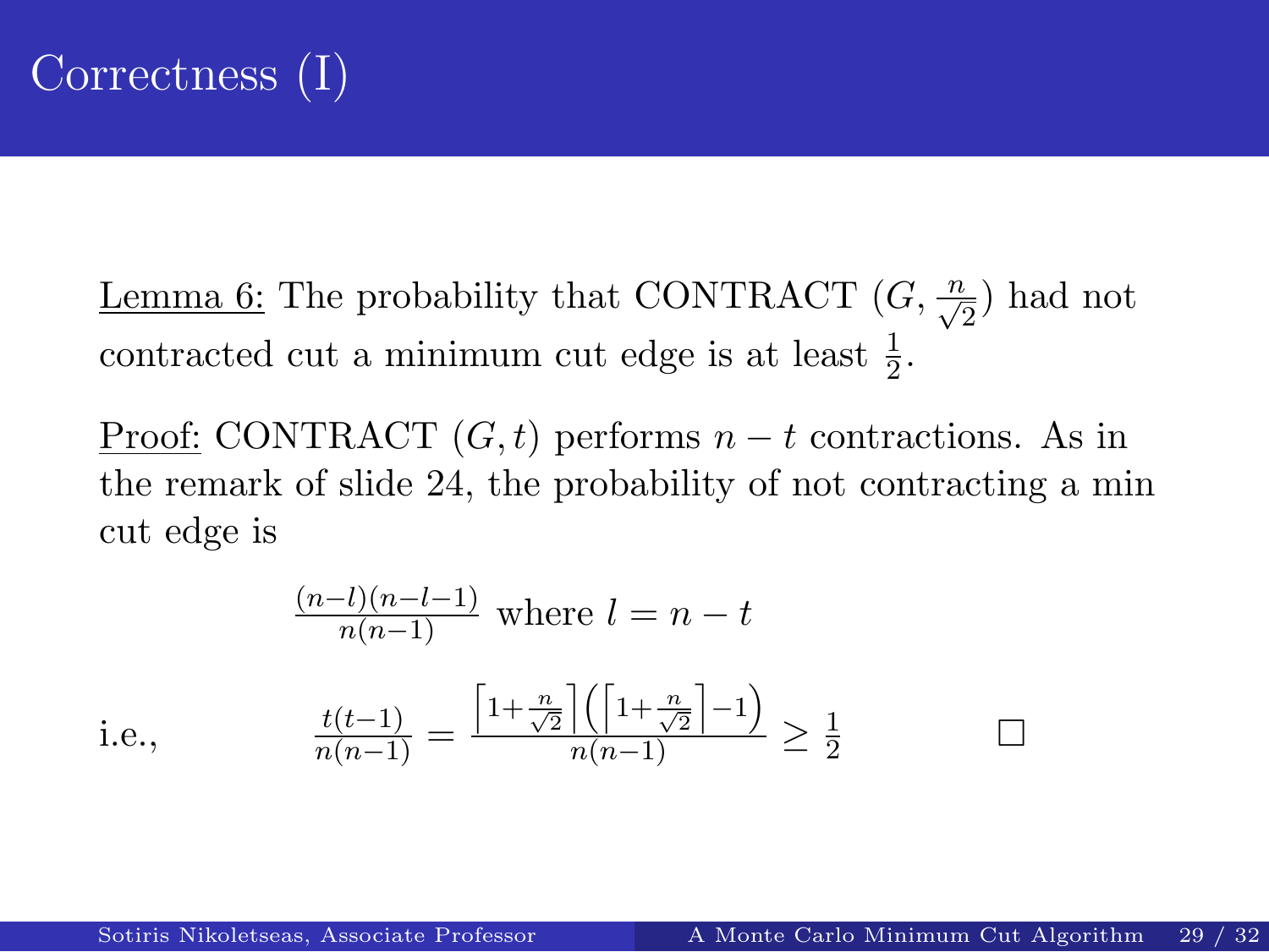# Correctness (I)

<u>Lemma 6:</u> The probability that CONTRACT $(G, \frac{n}{\sqrt{2}})$ had not contracted cut a minimum cut edge is at least $\frac{1}{2}$.

<u>Proof:</u> CONTRACT $(G, t)$ performs $n - t$ contractions. As in the remark of slide 24, the probability of not contracting a min cut edge is

$$\frac{(n-l)(n-l-1)}{n(n-1)} \text{ where } l = n - t$$

i.e.,

$$\frac{t(t-1)}{n(n-1)} = \frac{\left\lceil 1+\frac{n}{\sqrt{2}} \right\rceil \left( \left\lceil 1+\frac{n}{\sqrt{2}} \right\rceil - 1 \right)}{n(n-1)} \geq \frac{1}{2} \qquad \square$$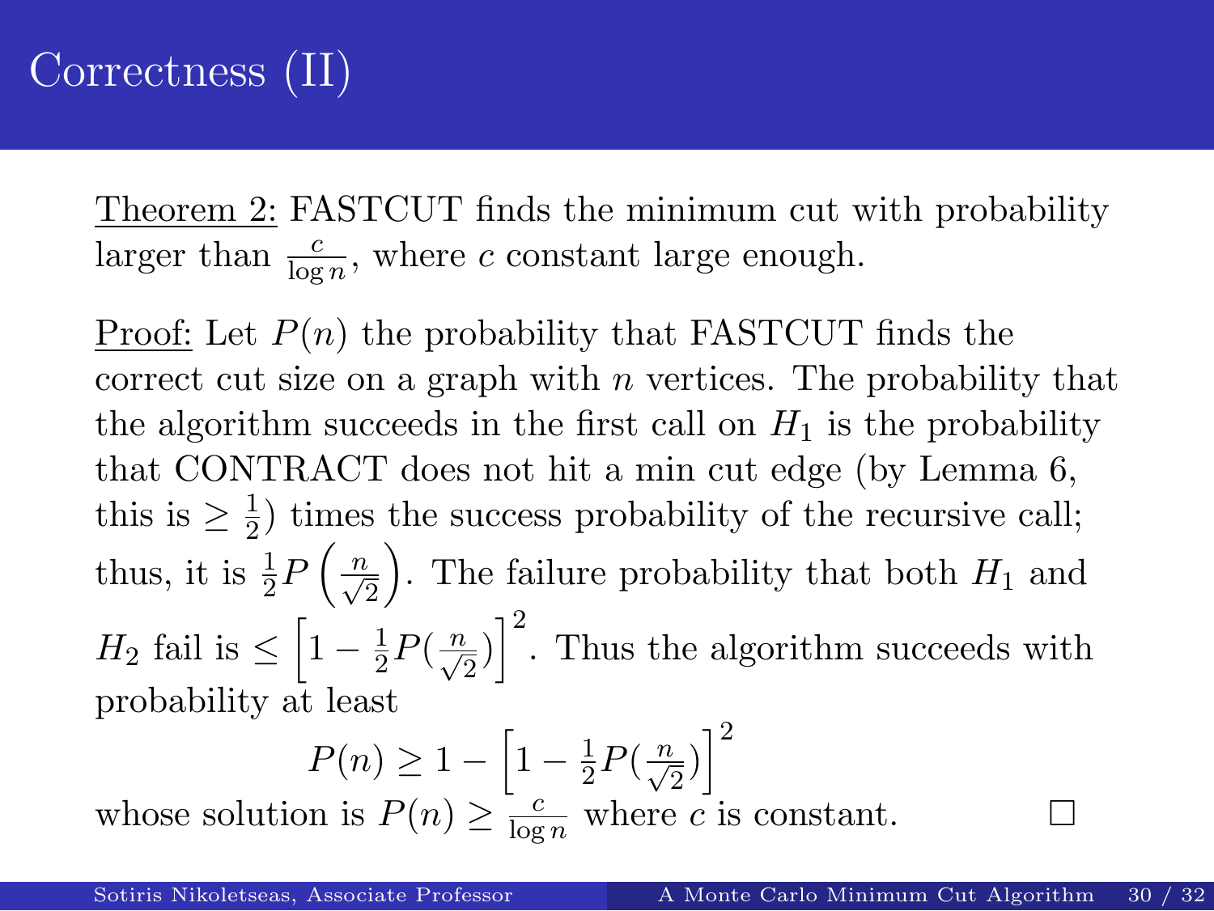# Correctness (II)

Theorem 2: FASTCUT finds the minimum cut with probability larger than $\frac{c}{\log n}$, where $c$ constant large enough.

Proof: Let $P(n)$ the probability that FASTCUT finds the correct cut size on a graph with $n$ vertices. The probability that the algorithm succeeds in the first call on $H_1$ is the probability that CONTRACT does not hit a min cut edge (by Lemma 6, this is $\geq \frac{1}{2}$) times the success probability of the recursive call; thus, it is $\frac{1}{2}P\left(\frac{n}{\sqrt{2}}\right)$. The failure probability that both $H_1$ and $H_2$ fail is $\leq \left[1 - \frac{1}{2}P(\frac{n}{\sqrt{2}})\right]^2$. Thus the algorithm succeeds with probability at least

$$P(n) \geq 1 - \left[1 - \frac{1}{2}P(\frac{n}{\sqrt{2}})\right]^2$$

whose solution is $P(n) \geq \frac{c}{\log n}$ where $c$ is constant. □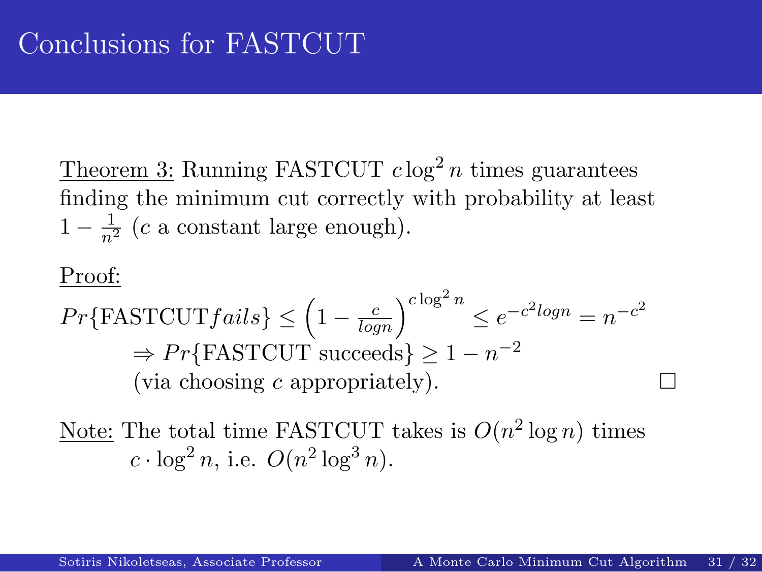# Conclusions for FASTCUT

Theorem 3: Running FASTCUT $c \log^2 n$ times guarantees finding the minimum cut correctly with probability at least $1 - \frac{1}{n^2}$ ($c$ a constant large enough).

Proof:

$$Pr\{\text{FASTCUT} fails\} \leq \left(1 - \frac{c}{logn}\right)^{c \log^2 n} \leq e^{-c^2 logn} = n^{-c^2}$$

$$\Rightarrow Pr\{\text{FASTCUT succeeds}\} \geq 1 - n^{-2}$$

(via choosing $c$ appropriately). □

Note: The total time FASTCUT takes is $O(n^2 \log n)$ times $c \cdot \log^2 n$, i.e. $O(n^2 \log^3 n)$.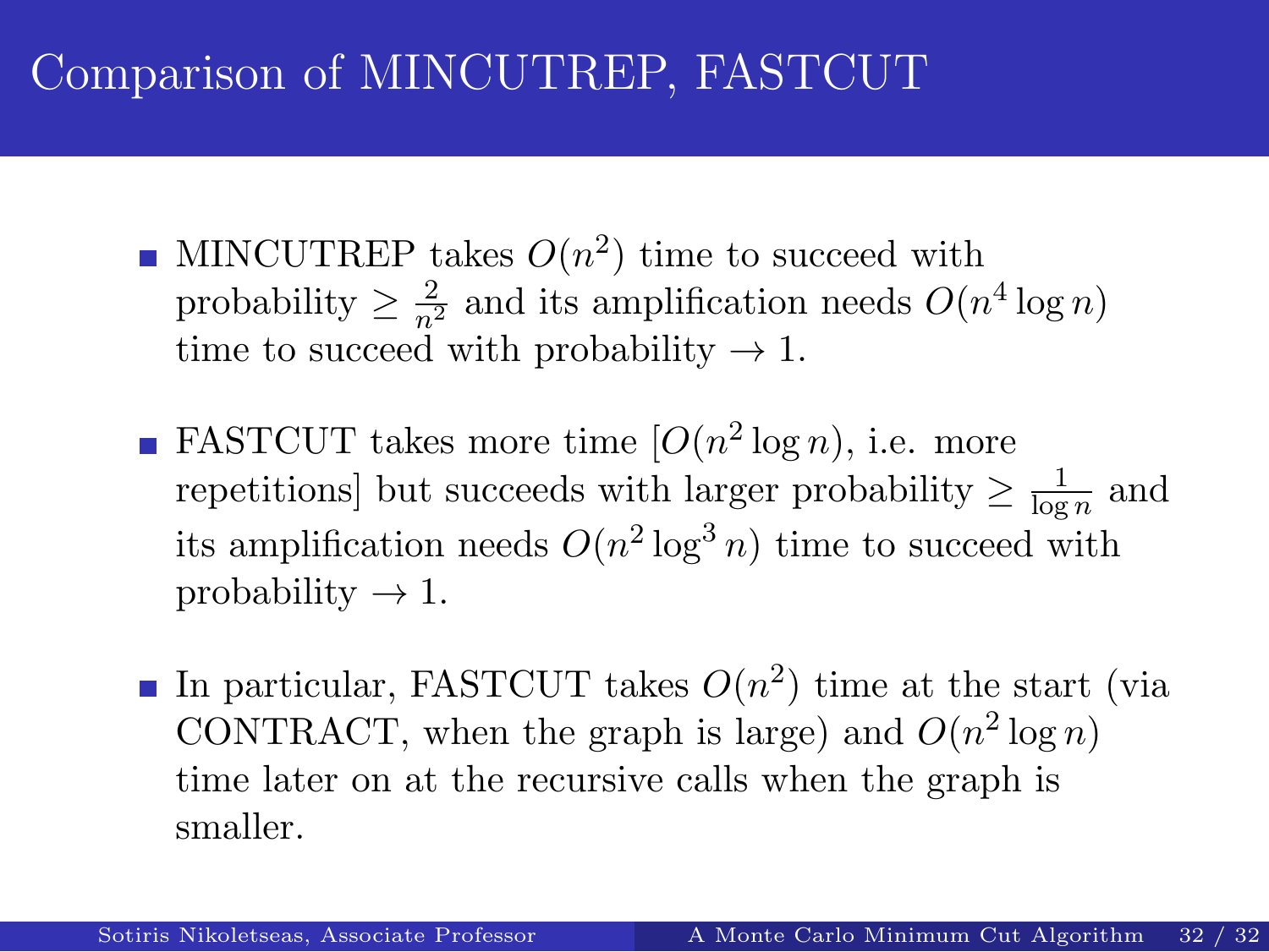# Comparison of MINCUTREP, FASTCUT

- MINCUTREP takes $O(n^2)$ time to succeed with probability $\geq \frac{2}{n^2}$ and its amplification needs $O(n^4 \log n)$ time to succeed with probability $\to 1$.

- FASTCUT takes more time [$O(n^2 \log n)$, i.e. more repetitions] but succeeds with larger probability $\geq \frac{1}{\log n}$ and its amplification needs $O(n^2 \log^3 n)$ time to succeed with probability $\to 1$.

- In particular, FASTCUT takes $O(n^2)$ time at the start (via CONTRACT, when the graph is large) and $O(n^2 \log n)$ time later on at the recursive calls when the graph is smaller.